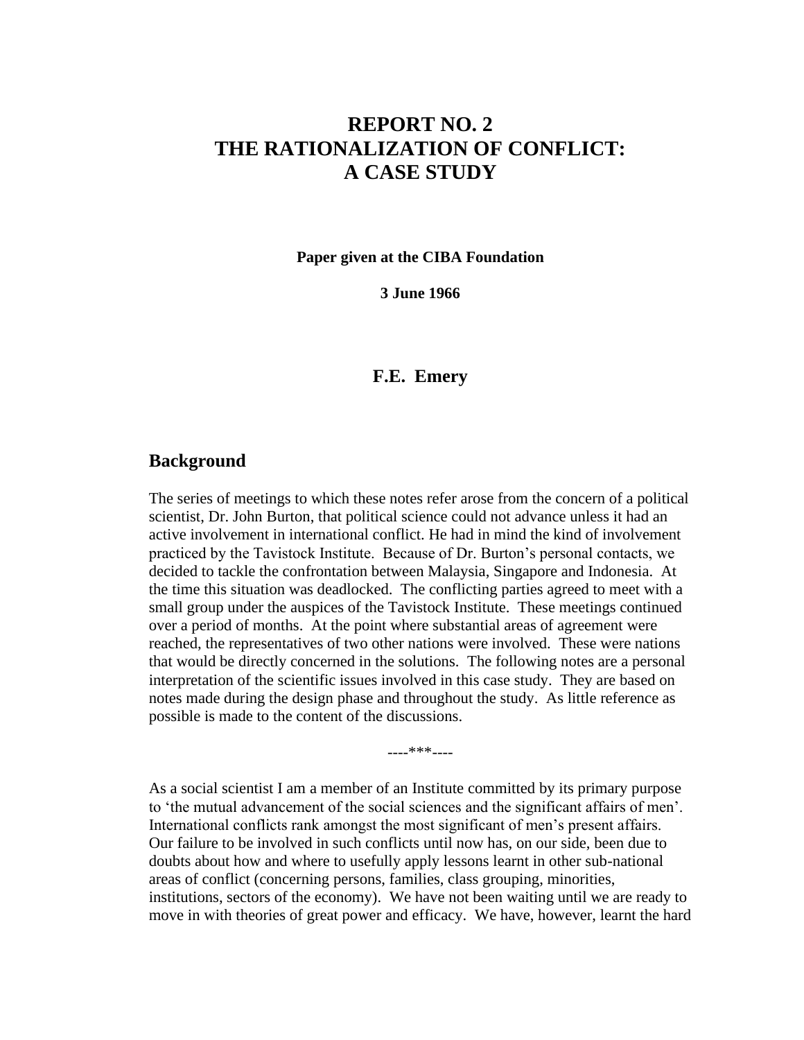# REPORT NO. 2
# THE RATIONALIZATION OF CONFLICT: A CASE STUDY

**Paper given at the CIBA Foundation**

**3 June 1966**

**F.E. Emery**

## Background

The series of meetings to which these notes refer arose from the concern of a political scientist, Dr. John Burton, that political science could not advance unless it had an active involvement in international conflict. He had in mind the kind of involvement practiced by the Tavistock Institute. Because of Dr. Burton's personal contacts, we decided to tackle the confrontation between Malaysia, Singapore and Indonesia. At the time this situation was deadlocked. The conflicting parties agreed to meet with a small group under the auspices of the Tavistock Institute. These meetings continued over a period of months. At the point where substantial areas of agreement were reached, the representatives of two other nations were involved. These were nations that would be directly concerned in the solutions. The following notes are a personal interpretation of the scientific issues involved in this case study. They are based on notes made during the design phase and throughout the study. As little reference as possible is made to the content of the discussions.

----***----

As a social scientist I am a member of an Institute committed by its primary purpose to 'the mutual advancement of the social sciences and the significant affairs of men'. International conflicts rank amongst the most significant of men's present affairs. Our failure to be involved in such conflicts until now has, on our side, been due to doubts about how and where to usefully apply lessons learnt in other sub-national areas of conflict (concerning persons, families, class grouping, minorities, institutions, sectors of the economy). We have not been waiting until we are ready to move in with theories of great power and efficacy. We have, however, learnt the hard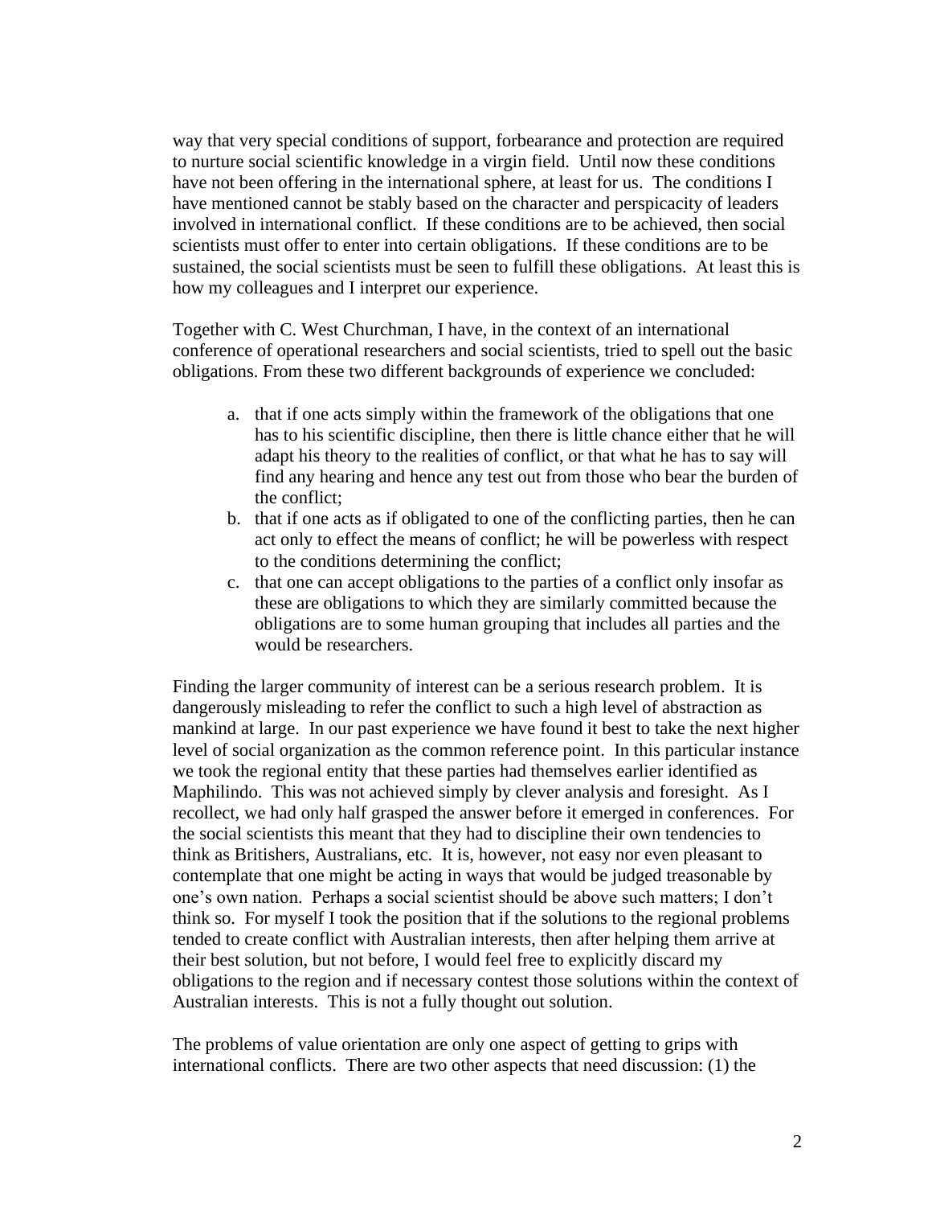way that very special conditions of support, forbearance and protection are required to nurture social scientific knowledge in a virgin field. Until now these conditions have not been offering in the international sphere, at least for us. The conditions I have mentioned cannot be stably based on the character and perspicacity of leaders involved in international conflict. If these conditions are to be achieved, then social scientists must offer to enter into certain obligations. If these conditions are to be sustained, the social scientists must be seen to fulfill these obligations. At least this is how my colleagues and I interpret our experience.

Together with C. West Churchman, I have, in the context of an international conference of operational researchers and social scientists, tried to spell out the basic obligations. From these two different backgrounds of experience we concluded:

a. that if one acts simply within the framework of the obligations that one has to his scientific discipline, then there is little chance either that he will adapt his theory to the realities of conflict, or that what he has to say will find any hearing and hence any test out from those who bear the burden of the conflict;
b. that if one acts as if obligated to one of the conflicting parties, then he can act only to effect the means of conflict; he will be powerless with respect to the conditions determining the conflict;
c. that one can accept obligations to the parties of a conflict only insofar as these are obligations to which they are similarly committed because the obligations are to some human grouping that includes all parties and the would be researchers.

Finding the larger community of interest can be a serious research problem. It is dangerously misleading to refer the conflict to such a high level of abstraction as mankind at large. In our past experience we have found it best to take the next higher level of social organization as the common reference point. In this particular instance we took the regional entity that these parties had themselves earlier identified as Maphilindo. This was not achieved simply by clever analysis and foresight. As I recollect, we had only half grasped the answer before it emerged in conferences. For the social scientists this meant that they had to discipline their own tendencies to think as Britishers, Australians, etc. It is, however, not easy nor even pleasant to contemplate that one might be acting in ways that would be judged treasonable by one's own nation. Perhaps a social scientist should be above such matters; I don't think so. For myself I took the position that if the solutions to the regional problems tended to create conflict with Australian interests, then after helping them arrive at their best solution, but not before, I would feel free to explicitly discard my obligations to the region and if necessary contest those solutions within the context of Australian interests. This is not a fully thought out solution.

The problems of value orientation are only one aspect of getting to grips with international conflicts. There are two other aspects that need discussion: (1) the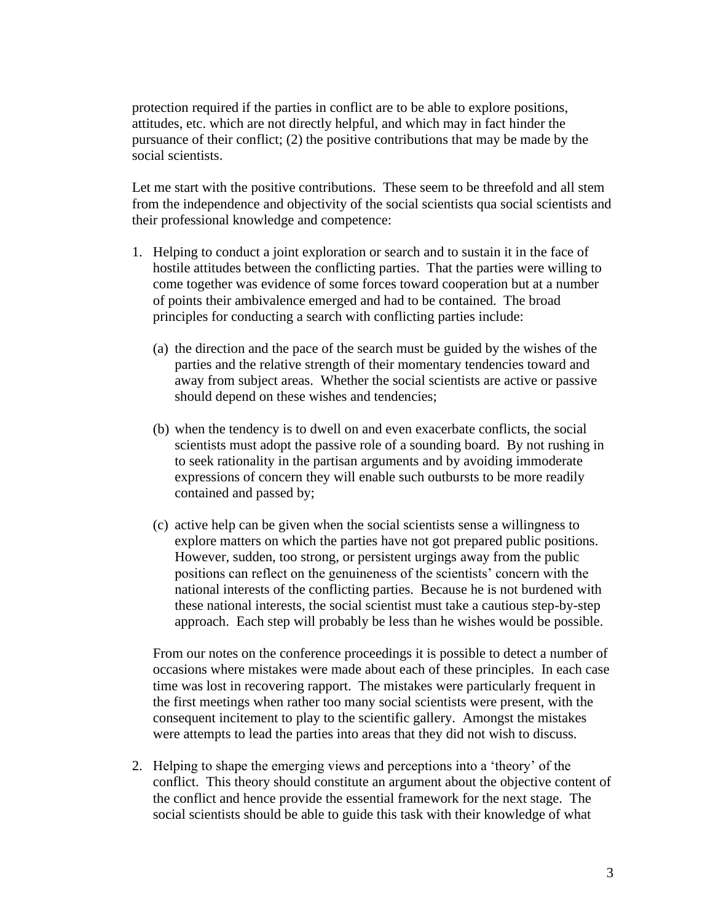protection required if the parties in conflict are to be able to explore positions, attitudes, etc. which are not directly helpful, and which may in fact hinder the pursuance of their conflict; (2) the positive contributions that may be made by the social scientists.

Let me start with the positive contributions. These seem to be threefold and all stem from the independence and objectivity of the social scientists qua social scientists and their professional knowledge and competence:

1. Helping to conduct a joint exploration or search and to sustain it in the face of hostile attitudes between the conflicting parties. That the parties were willing to come together was evidence of some forces toward cooperation but at a number of points their ambivalence emerged and had to be contained. The broad principles for conducting a search with conflicting parties include:

   (a) the direction and the pace of the search must be guided by the wishes of the parties and the relative strength of their momentary tendencies toward and away from subject areas. Whether the social scientists are active or passive should depend on these wishes and tendencies;

   (b) when the tendency is to dwell on and even exacerbate conflicts, the social scientists must adopt the passive role of a sounding board. By not rushing in to seek rationality in the partisan arguments and by avoiding immoderate expressions of concern they will enable such outbursts to be more readily contained and passed by;

   (c) active help can be given when the social scientists sense a willingness to explore matters on which the parties have not got prepared public positions. However, sudden, too strong, or persistent urgings away from the public positions can reflect on the genuineness of the scientists' concern with the national interests of the conflicting parties. Because he is not burdened with these national interests, the social scientist must take a cautious step-by-step approach. Each step will probably be less than he wishes would be possible.

   From our notes on the conference proceedings it is possible to detect a number of occasions where mistakes were made about each of these principles. In each case time was lost in recovering rapport. The mistakes were particularly frequent in the first meetings when rather too many social scientists were present, with the consequent incitement to play to the scientific gallery. Amongst the mistakes were attempts to lead the parties into areas that they did not wish to discuss.

2. Helping to shape the emerging views and perceptions into a 'theory' of the conflict. This theory should constitute an argument about the objective content of the conflict and hence provide the essential framework for the next stage. The social scientists should be able to guide this task with their knowledge of what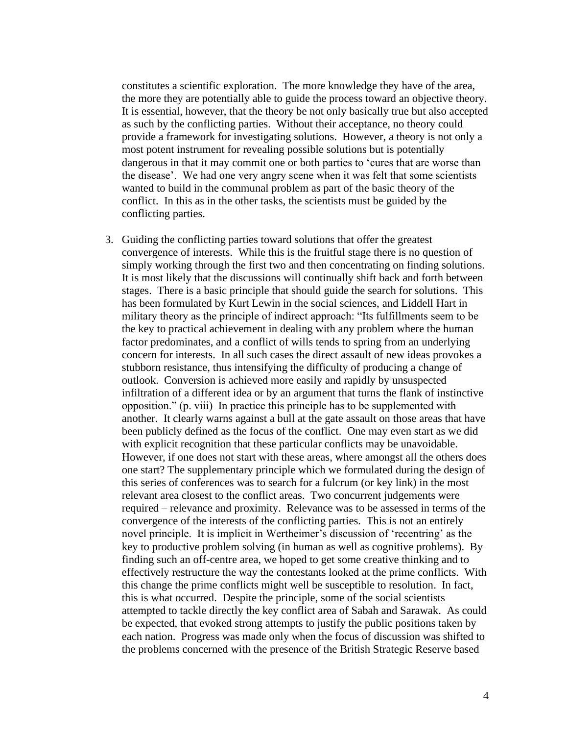constitutes a scientific exploration. The more knowledge they have of the area, the more they are potentially able to guide the process toward an objective theory. It is essential, however, that the theory be not only basically true but also accepted as such by the conflicting parties. Without their acceptance, no theory could provide a framework for investigating solutions. However, a theory is not only a most potent instrument for revealing possible solutions but is potentially dangerous in that it may commit one or both parties to 'cures that are worse than the disease'. We had one very angry scene when it was felt that some scientists wanted to build in the communal problem as part of the basic theory of the conflict. In this as in the other tasks, the scientists must be guided by the conflicting parties.

3. Guiding the conflicting parties toward solutions that offer the greatest convergence of interests. While this is the fruitful stage there is no question of simply working through the first two and then concentrating on finding solutions. It is most likely that the discussions will continually shift back and forth between stages. There is a basic principle that should guide the search for solutions. This has been formulated by Kurt Lewin in the social sciences, and Liddell Hart in military theory as the principle of indirect approach: "Its fulfillments seem to be the key to practical achievement in dealing with any problem where the human factor predominates, and a conflict of wills tends to spring from an underlying concern for interests. In all such cases the direct assault of new ideas provokes a stubborn resistance, thus intensifying the difficulty of producing a change of outlook. Conversion is achieved more easily and rapidly by unsuspected infiltration of a different idea or by an argument that turns the flank of instinctive opposition." (p. viii) In practice this principle has to be supplemented with another. It clearly warns against a bull at the gate assault on those areas that have been publicly defined as the focus of the conflict. One may even start as we did with explicit recognition that these particular conflicts may be unavoidable. However, if one does not start with these areas, where amongst all the others does one start? The supplementary principle which we formulated during the design of this series of conferences was to search for a fulcrum (or key link) in the most relevant area closest to the conflict areas. Two concurrent judgements were required – relevance and proximity. Relevance was to be assessed in terms of the convergence of the interests of the conflicting parties. This is not an entirely novel principle. It is implicit in Wertheimer's discussion of 'recentring' as the key to productive problem solving (in human as well as cognitive problems). By finding such an off-centre area, we hoped to get some creative thinking and to effectively restructure the way the contestants looked at the prime conflicts. With this change the prime conflicts might well be susceptible to resolution. In fact, this is what occurred. Despite the principle, some of the social scientists attempted to tackle directly the key conflict area of Sabah and Sarawak. As could be expected, that evoked strong attempts to justify the public positions taken by each nation. Progress was made only when the focus of discussion was shifted to the problems concerned with the presence of the British Strategic Reserve based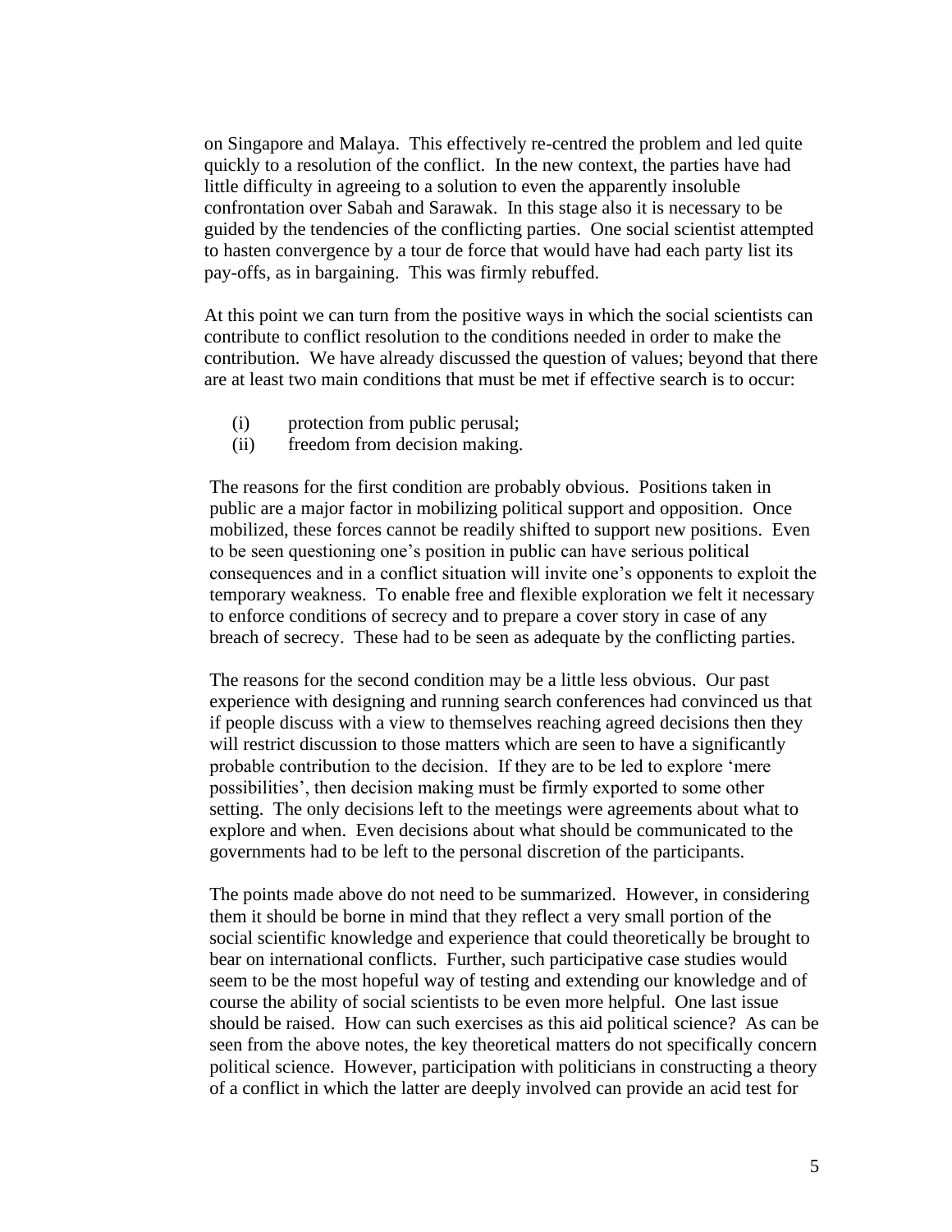on Singapore and Malaya. This effectively re-centred the problem and led quite quickly to a resolution of the conflict. In the new context, the parties have had little difficulty in agreeing to a solution to even the apparently insoluble confrontation over Sabah and Sarawak. In this stage also it is necessary to be guided by the tendencies of the conflicting parties. One social scientist attempted to hasten convergence by a tour de force that would have had each party list its pay-offs, as in bargaining. This was firmly rebuffed.

At this point we can turn from the positive ways in which the social scientists can contribute to conflict resolution to the conditions needed in order to make the contribution. We have already discussed the question of values; beyond that there are at least two main conditions that must be met if effective search is to occur:

(i) protection from public perusal;
(ii) freedom from decision making.

The reasons for the first condition are probably obvious. Positions taken in public are a major factor in mobilizing political support and opposition. Once mobilized, these forces cannot be readily shifted to support new positions. Even to be seen questioning one's position in public can have serious political consequences and in a conflict situation will invite one's opponents to exploit the temporary weakness. To enable free and flexible exploration we felt it necessary to enforce conditions of secrecy and to prepare a cover story in case of any breach of secrecy. These had to be seen as adequate by the conflicting parties.

The reasons for the second condition may be a little less obvious. Our past experience with designing and running search conferences had convinced us that if people discuss with a view to themselves reaching agreed decisions then they will restrict discussion to those matters which are seen to have a significantly probable contribution to the decision. If they are to be led to explore 'mere possibilities', then decision making must be firmly exported to some other setting. The only decisions left to the meetings were agreements about what to explore and when. Even decisions about what should be communicated to the governments had to be left to the personal discretion of the participants.

The points made above do not need to be summarized. However, in considering them it should be borne in mind that they reflect a very small portion of the social scientific knowledge and experience that could theoretically be brought to bear on international conflicts. Further, such participative case studies would seem to be the most hopeful way of testing and extending our knowledge and of course the ability of social scientists to be even more helpful. One last issue should be raised. How can such exercises as this aid political science? As can be seen from the above notes, the key theoretical matters do not specifically concern political science. However, participation with politicians in constructing a theory of a conflict in which the latter are deeply involved can provide an acid test for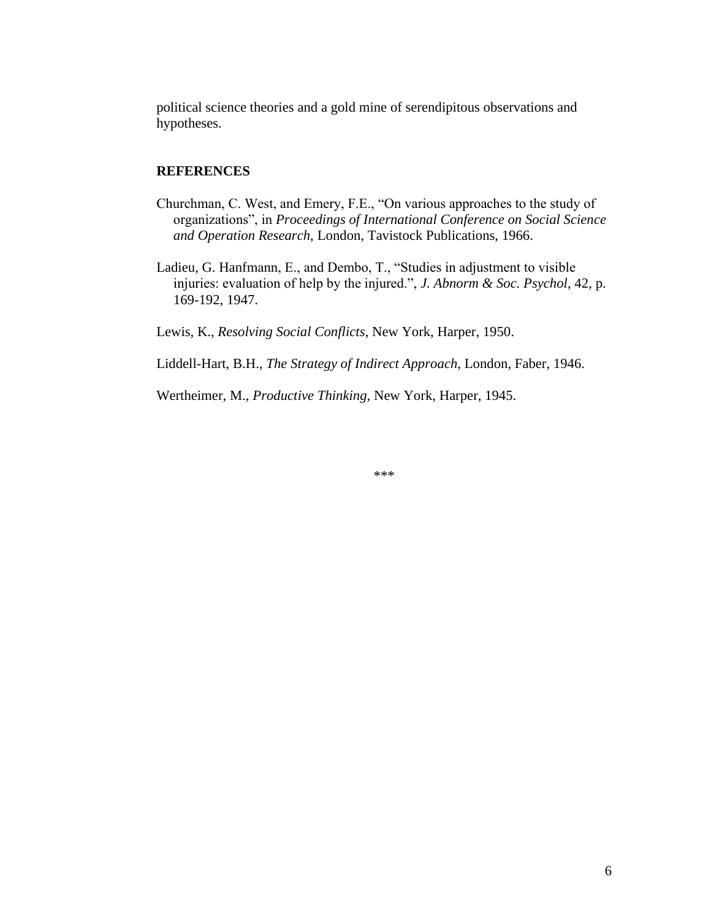political science theories and a gold mine of serendipitous observations and hypotheses.

## REFERENCES

Churchman, C. West, and Emery, F.E., "On various approaches to the study of organizations", in *Proceedings of International Conference on Social Science and Operation Research*, London, Tavistock Publications, 1966.

Ladieu, G. Hanfmann, E., and Dembo, T., "Studies in adjustment to visible injuries: evaluation of help by the injured.", *J. Abnorm & Soc. Psychol*, 42, p. 169-192, 1947.

Lewis, K., *Resolving Social Conflicts*, New York, Harper, 1950.

Liddell-Hart, B.H., *The Strategy of Indirect Approach*, London, Faber, 1946.

Wertheimer, M., *Productive Thinking*, New York, Harper, 1945.

***